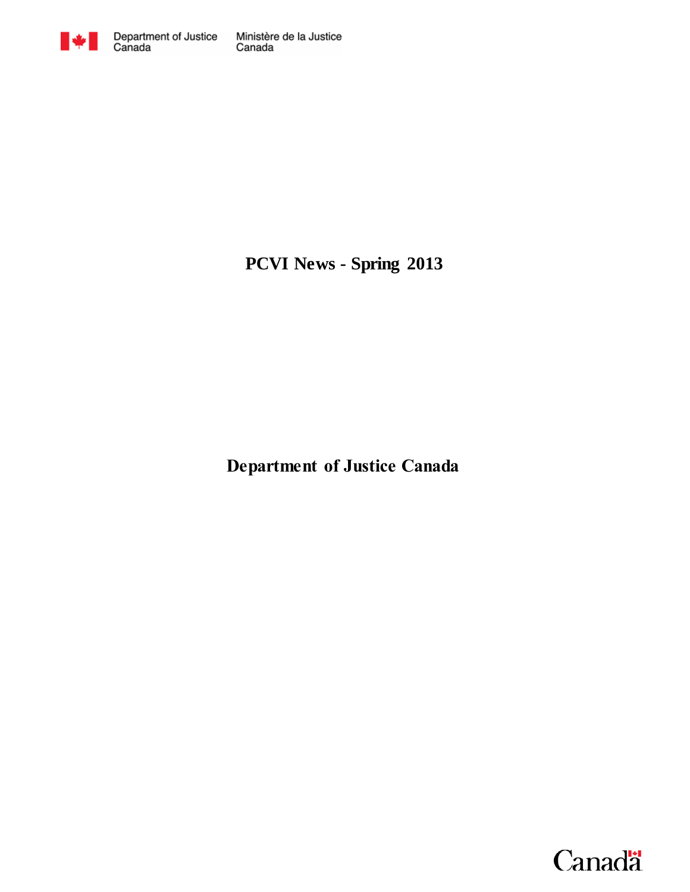Department of Justice Canada | Ministère de la Justice Canada

# PCVI News - Spring 2013

## Department of Justice Canada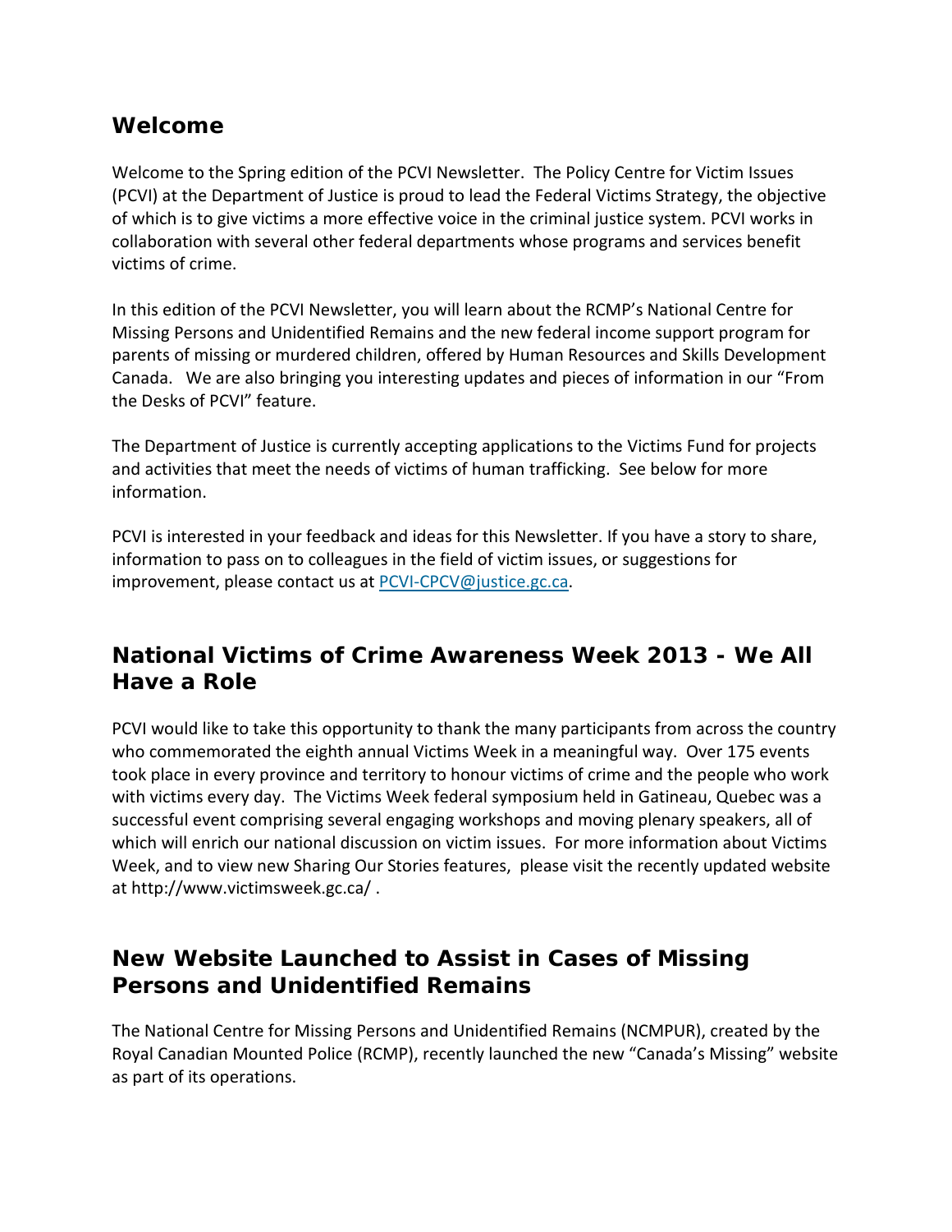## Welcome

Welcome to the Spring edition of the PCVI Newsletter. The Policy Centre for Victim Issues (PCVI) at the Department of Justice is proud to lead the Federal Victims Strategy, the objective of which is to give victims a more effective voice in the criminal justice system. PCVI works in collaboration with several other federal departments whose programs and services benefit victims of crime.

In this edition of the PCVI Newsletter, you will learn about the RCMP's National Centre for Missing Persons and Unidentified Remains and the new federal income support program for parents of missing or murdered children, offered by Human Resources and Skills Development Canada. We are also bringing you interesting updates and pieces of information in our "From the Desks of PCVI" feature.

The Department of Justice is currently accepting applications to the Victims Fund for projects and activities that meet the needs of victims of human trafficking. See below for more information.

PCVI is interested in your feedback and ideas for this Newsletter. If you have a story to share, information to pass on to colleagues in the field of victim issues, or suggestions for improvement, please contact us at PCVI-CPCV@justice.gc.ca.

## National Victims of Crime Awareness Week 2013 - We All Have a Role

PCVI would like to take this opportunity to thank the many participants from across the country who commemorated the eighth annual Victims Week in a meaningful way. Over 175 events took place in every province and territory to honour victims of crime and the people who work with victims every day. The Victims Week federal symposium held in Gatineau, Quebec was a successful event comprising several engaging workshops and moving plenary speakers, all of which will enrich our national discussion on victim issues. For more information about Victims Week, and to view new Sharing Our Stories features, please visit the recently updated website at http://www.victimsweek.gc.ca/ .

## New Website Launched to Assist in Cases of Missing Persons and Unidentified Remains

The National Centre for Missing Persons and Unidentified Remains (NCMPUR), created by the Royal Canadian Mounted Police (RCMP), recently launched the new "Canada's Missing" website as part of its operations.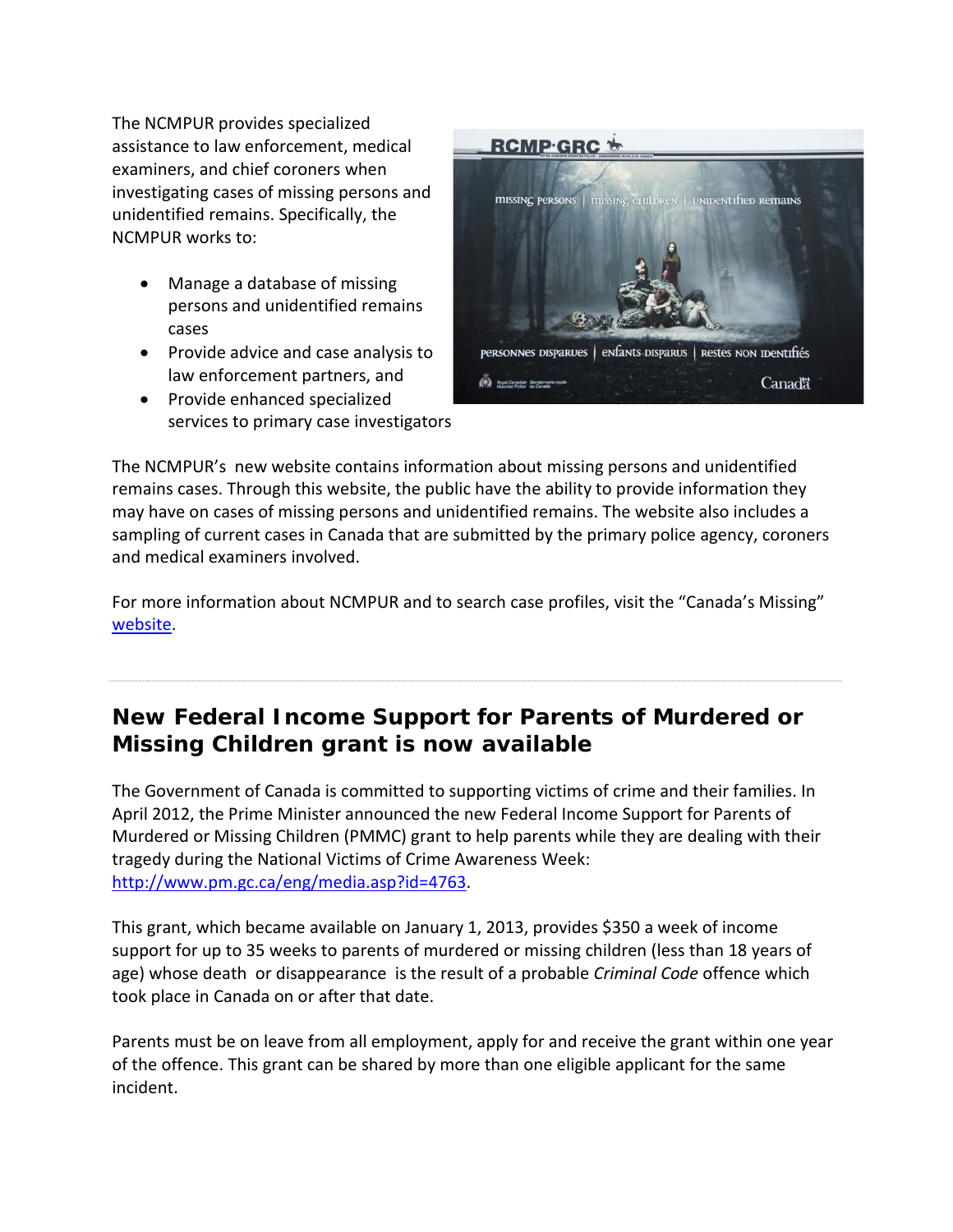The NCMPUR provides specialized assistance to law enforcement, medical examiners, and chief coroners when investigating cases of missing persons and unidentified remains. Specifically, the NCMPUR works to:

- Manage a database of missing persons and unidentified remains cases
- Provide advice and case analysis to law enforcement partners, and
- Provide enhanced specialized services to primary case investigators

The NCMPUR's new website contains information about missing persons and unidentified remains cases. Through this website, the public have the ability to provide information they may have on cases of missing persons and unidentified remains. The website also includes a sampling of current cases in Canada that are submitted by the primary police agency, coroners and medical examiners involved.

For more information about NCMPUR and to search case profiles, visit the "Canada's Missing" website.

## New Federal Income Support for Parents of Murdered or Missing Children grant is now available

The Government of Canada is committed to supporting victims of crime and their families. In April 2012, the Prime Minister announced the new Federal Income Support for Parents of Murdered or Missing Children (PMMC) grant to help parents while they are dealing with their tragedy during the National Victims of Crime Awareness Week: http://www.pm.gc.ca/eng/media.asp?id=4763.

This grant, which became available on January 1, 2013, provides $350 a week of income support for up to 35 weeks to parents of murdered or missing children (less than 18 years of age) whose death or disappearance is the result of a probable *Criminal Code* offence which took place in Canada on or after that date.

Parents must be on leave from all employment, apply for and receive the grant within one year of the offence. This grant can be shared by more than one eligible applicant for the same incident.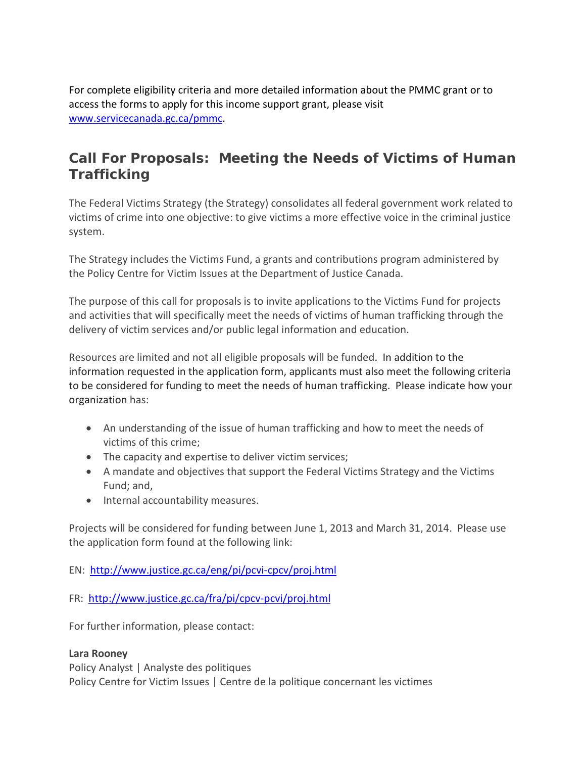For complete eligibility criteria and more detailed information about the PMMC grant or to access the forms to apply for this income support grant, please visit [www.servicecanada.gc.ca/pmmc](http://www.servicecanada.gc.ca/pmmc).

## Call For Proposals: Meeting the Needs of Victims of Human Trafficking

The Federal Victims Strategy (the Strategy) consolidates all federal government work related to victims of crime into one objective: to give victims a more effective voice in the criminal justice system.

The Strategy includes the Victims Fund, a grants and contributions program administered by the Policy Centre for Victim Issues at the Department of Justice Canada.

The purpose of this call for proposals is to invite applications to the Victims Fund for projects and activities that will specifically meet the needs of victims of human trafficking through the delivery of victim services and/or public legal information and education.

Resources are limited and not all eligible proposals will be funded. In addition to the information requested in the application form, applicants must also meet the following criteria to be considered for funding to meet the needs of human trafficking. Please indicate how your organization has:

- An understanding of the issue of human trafficking and how to meet the needs of victims of this crime;
- The capacity and expertise to deliver victim services;
- A mandate and objectives that support the Federal Victims Strategy and the Victims Fund; and,
- Internal accountability measures.

Projects will be considered for funding between June 1, 2013 and March 31, 2014. Please use the application form found at the following link:

EN: [http://www.justice.gc.ca/eng/pi/pcvi-cpcv/proj.html](http://www.justice.gc.ca/eng/pi/pcvi-cpcv/proj.html)

FR: [http://www.justice.gc.ca/fra/pi/cpcv-pcvi/proj.html](http://www.justice.gc.ca/fra/pi/cpcv-pcvi/proj.html)

For further information, please contact:

**Lara Rooney**
Policy Analyst | Analyste des politiques
Policy Centre for Victim Issues | Centre de la politique concernant les victimes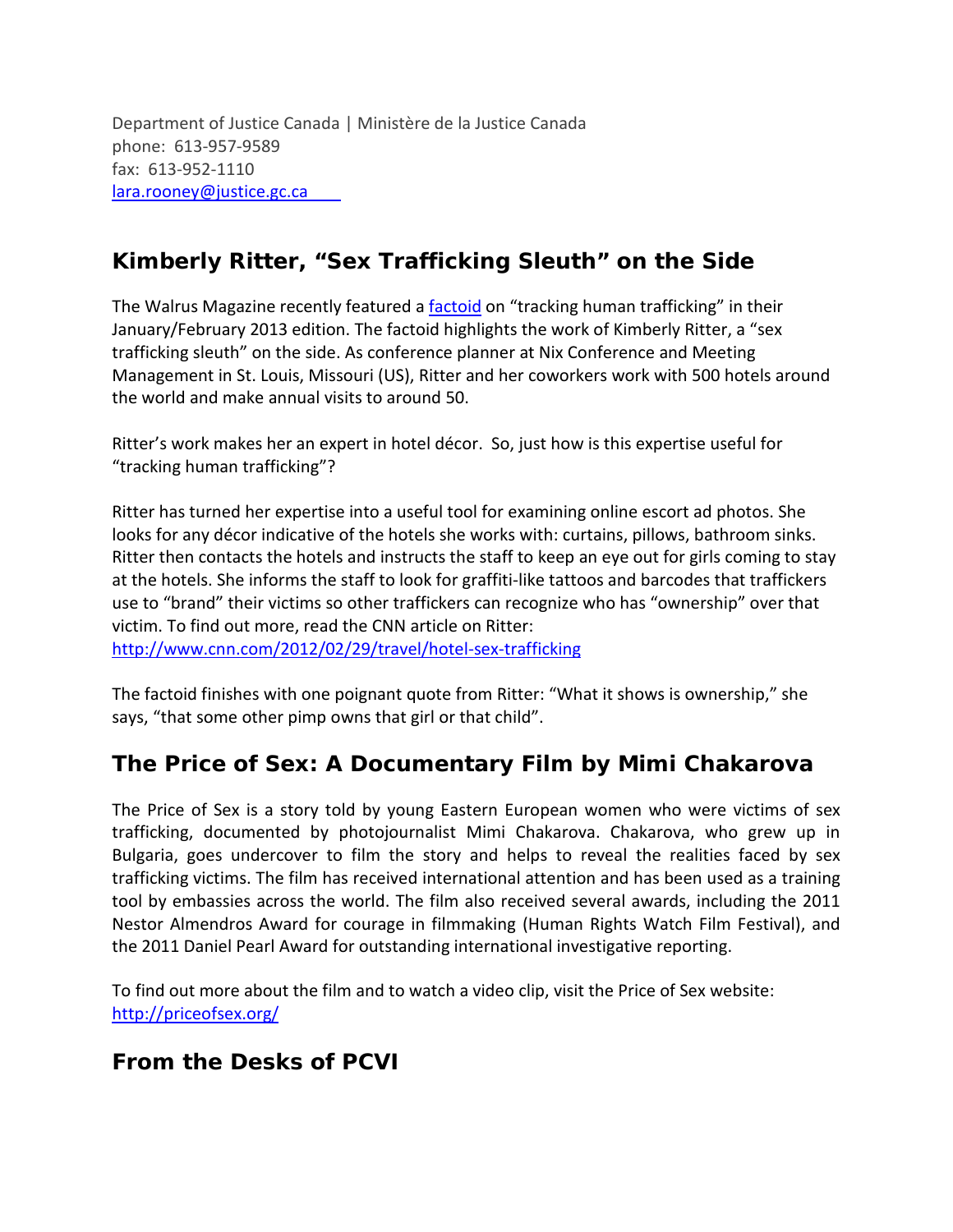Department of Justice Canada | Ministère de la Justice Canada
phone: 613-957-9589
fax: 613-952-1110
[lara.rooney@justice.gc.ca](mailto:lara.rooney@justice.gc.ca)

## Kimberly Ritter, "Sex Trafficking Sleuth" on the Side

The Walrus Magazine recently featured a factoid on "tracking human trafficking" in their January/February 2013 edition. The factoid highlights the work of Kimberly Ritter, a "sex trafficking sleuth" on the side. As conference planner at Nix Conference and Meeting Management in St. Louis, Missouri (US), Ritter and her coworkers work with 500 hotels around the world and make annual visits to around 50.

Ritter's work makes her an expert in hotel décor. So, just how is this expertise useful for "tracking human trafficking"?

Ritter has turned her expertise into a useful tool for examining online escort ad photos. She looks for any décor indicative of the hotels she works with: curtains, pillows, bathroom sinks. Ritter then contacts the hotels and instructs the staff to keep an eye out for girls coming to stay at the hotels. She informs the staff to look for graffiti-like tattoos and barcodes that traffickers use to "brand" their victims so other traffickers can recognize who has "ownership" over that victim. To find out more, read the CNN article on Ritter:
http://www.cnn.com/2012/02/29/travel/hotel-sex-trafficking

The factoid finishes with one poignant quote from Ritter: "What it shows is ownership," she says, "that some other pimp owns that girl or that child".

## The Price of Sex: A Documentary Film by Mimi Chakarova

The Price of Sex is a story told by young Eastern European women who were victims of sex trafficking, documented by photojournalist Mimi Chakarova. Chakarova, who grew up in Bulgaria, goes undercover to film the story and helps to reveal the realities faced by sex trafficking victims. The film has received international attention and has been used as a training tool by embassies across the world. The film also received several awards, including the 2011 Nestor Almendros Award for courage in filmmaking (Human Rights Watch Film Festival), and the 2011 Daniel Pearl Award for outstanding international investigative reporting.

To find out more about the film and to watch a video clip, visit the Price of Sex website:
http://priceofsex.org/

## From the Desks of PCVI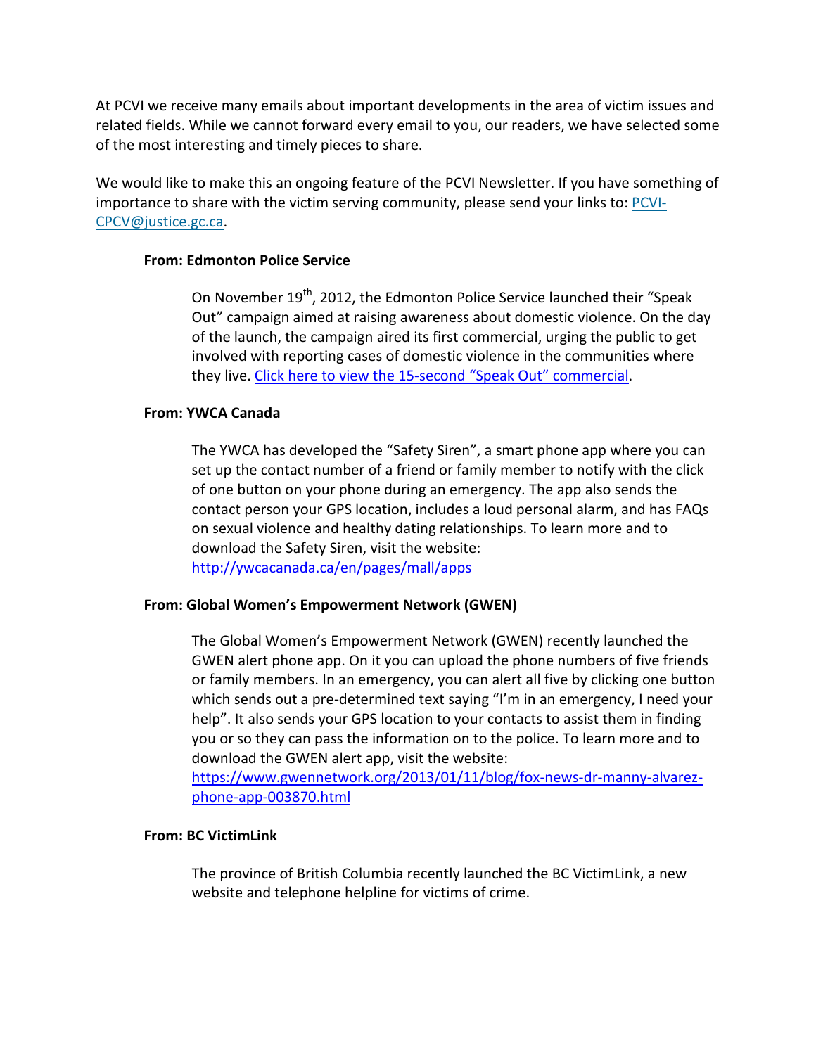At PCVI we receive many emails about important developments in the area of victim issues and related fields. While we cannot forward every email to you, our readers, we have selected some of the most interesting and timely pieces to share.

We would like to make this an ongoing feature of the PCVI Newsletter. If you have something of importance to share with the victim serving community, please send your links to: PCVI-CPCV@justice.gc.ca.

**From: Edmonton Police Service**

On November 19th, 2012, the Edmonton Police Service launched their "Speak Out" campaign aimed at raising awareness about domestic violence. On the day of the launch, the campaign aired its first commercial, urging the public to get involved with reporting cases of domestic violence in the communities where they live. Click here to view the 15-second "Speak Out" commercial.

**From: YWCA Canada**

The YWCA has developed the "Safety Siren", a smart phone app where you can set up the contact number of a friend or family member to notify with the click of one button on your phone during an emergency. The app also sends the contact person your GPS location, includes a loud personal alarm, and has FAQs on sexual violence and healthy dating relationships. To learn more and to download the Safety Siren, visit the website: http://ywcacanada.ca/en/pages/mall/apps

**From: Global Women's Empowerment Network (GWEN)**

The Global Women's Empowerment Network (GWEN) recently launched the GWEN alert phone app. On it you can upload the phone numbers of five friends or family members. In an emergency, you can alert all five by clicking one button which sends out a pre-determined text saying "I'm in an emergency, I need your help". It also sends your GPS location to your contacts to assist them in finding you or so they can pass the information on to the police. To learn more and to download the GWEN alert app, visit the website: https://www.gwennetwork.org/2013/01/11/blog/fox-news-dr-manny-alvarez-phone-app-003870.html

**From: BC VictimLink**

The province of British Columbia recently launched the BC VictimLink, a new website and telephone helpline for victims of crime.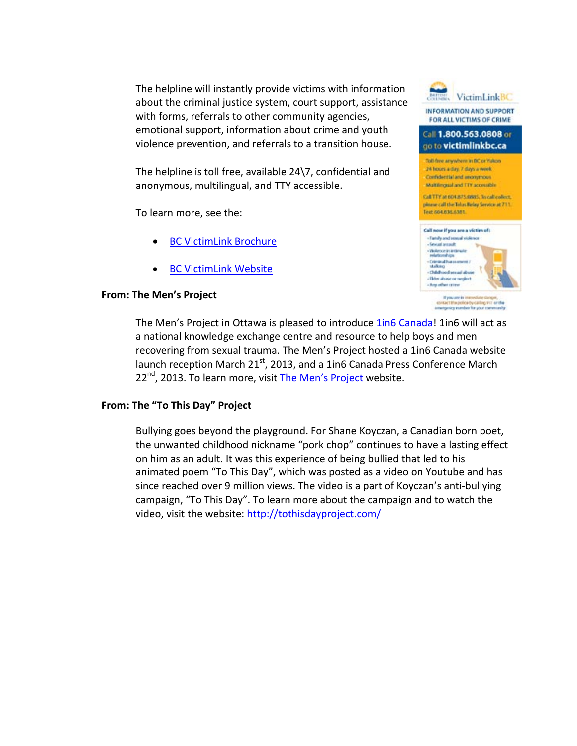The helpline will instantly provide victims with information about the criminal justice system, court support, assistance with forms, referrals to other community agencies, emotional support, information about crime and youth violence prevention, and referrals to a transition house.

The helpline is toll free, available 24\7, confidential and anonymous, multilingual, and TTY accessible.

To learn more, see the:

- BC VictimLink Brochure
- BC VictimLink Website

**From: The Men's Project**

The Men's Project in Ottawa is pleased to introduce 1in6 Canada! 1in6 will act as a national knowledge exchange centre and resource to help boys and men recovering from sexual trauma. The Men's Project hosted a 1in6 Canada website launch reception March 21st, 2013, and a 1in6 Canada Press Conference March 22nd, 2013. To learn more, visit The Men's Project website.

**From: The "To This Day" Project**

Bullying goes beyond the playground. For Shane Koyczan, a Canadian born poet, the unwanted childhood nickname "pork chop" continues to have a lasting effect on him as an adult. It was this experience of being bullied that led to his animated poem "To This Day", which was posted as a video on Youtube and has since reached over 9 million views. The video is a part of Koyczan's anti-bullying campaign, "To This Day". To learn more about the campaign and to watch the video, visit the website: http://tothisdayproject.com/